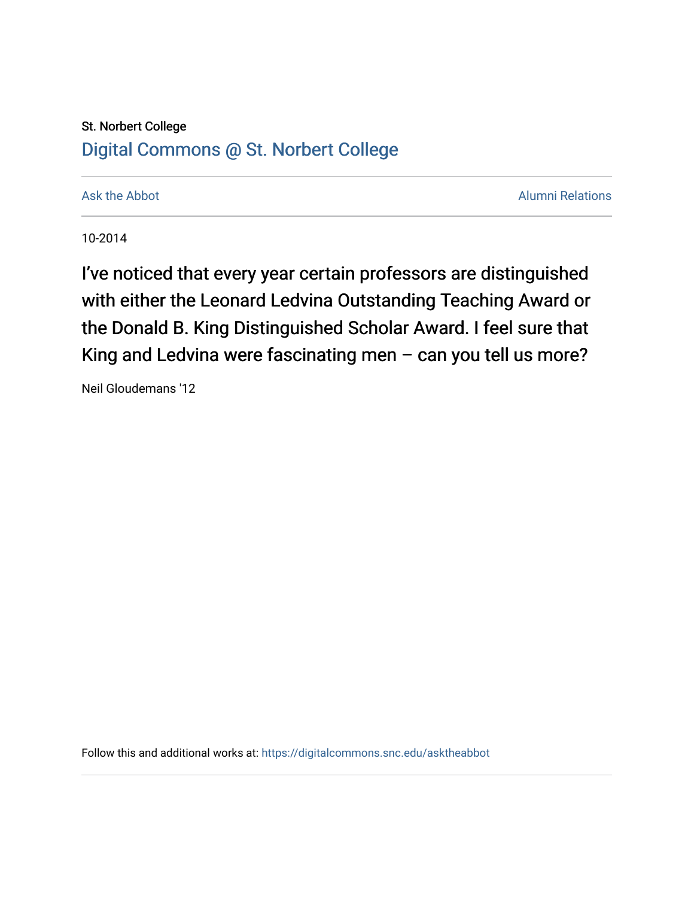St. Norbert College

Digital Commons @ St. Norbert College

Ask the Abbot

Alumni Relations

10-2014

# I've noticed that every year certain professors are distinguished with either the Leonard Ledvina Outstanding Teaching Award or the Donald B. King Distinguished Scholar Award. I feel sure that King and Ledvina were fascinating men – can you tell us more?

Neil Gloudemans '12

Follow this and additional works at: https://digitalcommons.snc.edu/asktheabbot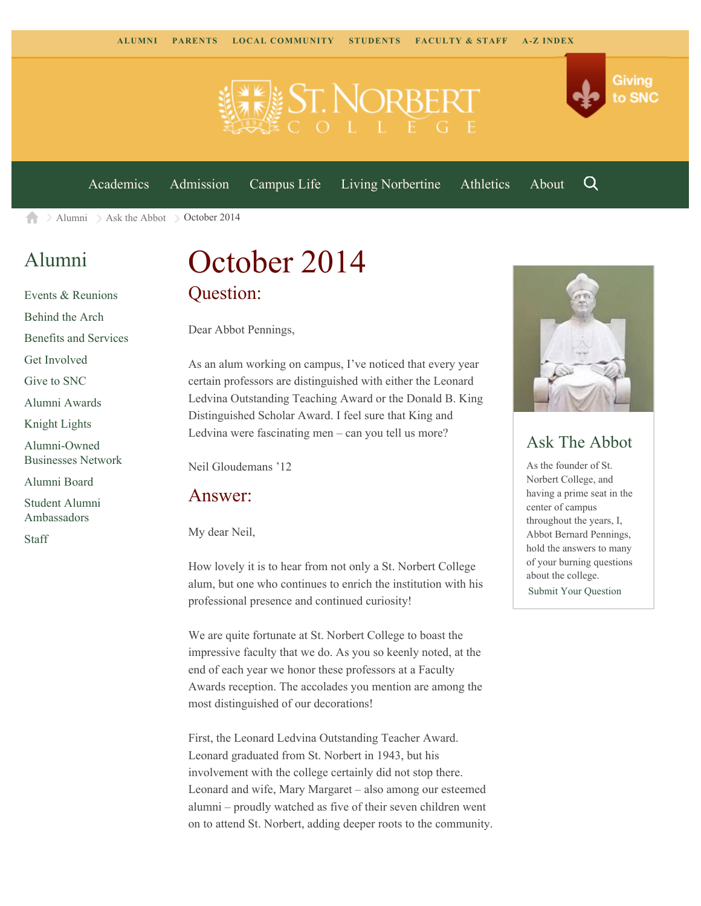ALUMNI PARENTS LOCAL COMMUNITY STUDENTS FACULTY & STAFF A-Z INDEX

Giving to SNC

Academics Admission Campus Life Living Norbertine Athletics About

Alumni > Ask the Abbot > October 2014

## Alumni

- Events & Reunions
- Behind the Arch
- Benefits and Services
- Get Involved
- Give to SNC
- Alumni Awards
- Knight Lights
- Alumni-Owned Businesses Network
- Alumni Board
- Student Alumni Ambassadors
- Staff

# October 2014

## Question:

Dear Abbot Pennings,

As an alum working on campus, I've noticed that every year certain professors are distinguished with either the Leonard Ledvina Outstanding Teaching Award or the Donald B. King Distinguished Scholar Award. I feel sure that King and Ledvina were fascinating men – can you tell us more?

Neil Gloudemans '12

## Answer:

My dear Neil,

How lovely it is to hear from not only a St. Norbert College alum, but one who continues to enrich the institution with his professional presence and continued curiosity!

We are quite fortunate at St. Norbert College to boast the impressive faculty that we do. As you so keenly noted, at the end of each year we honor these professors at a Faculty Awards reception. The accolades you mention are among the most distinguished of our decorations!

First, the Leonard Ledvina Outstanding Teacher Award. Leonard graduated from St. Norbert in 1943, but his involvement with the college certainly did not stop there. Leonard and wife, Mary Margaret – also among our esteemed alumni – proudly watched as five of their seven children went on to attend St. Norbert, adding deeper roots to the community.

## Ask The Abbot

As the founder of St. Norbert College, and having a prime seat in the center of campus throughout the years, I, Abbot Bernard Pennings, hold the answers to many of your burning questions about the college.

Submit Your Question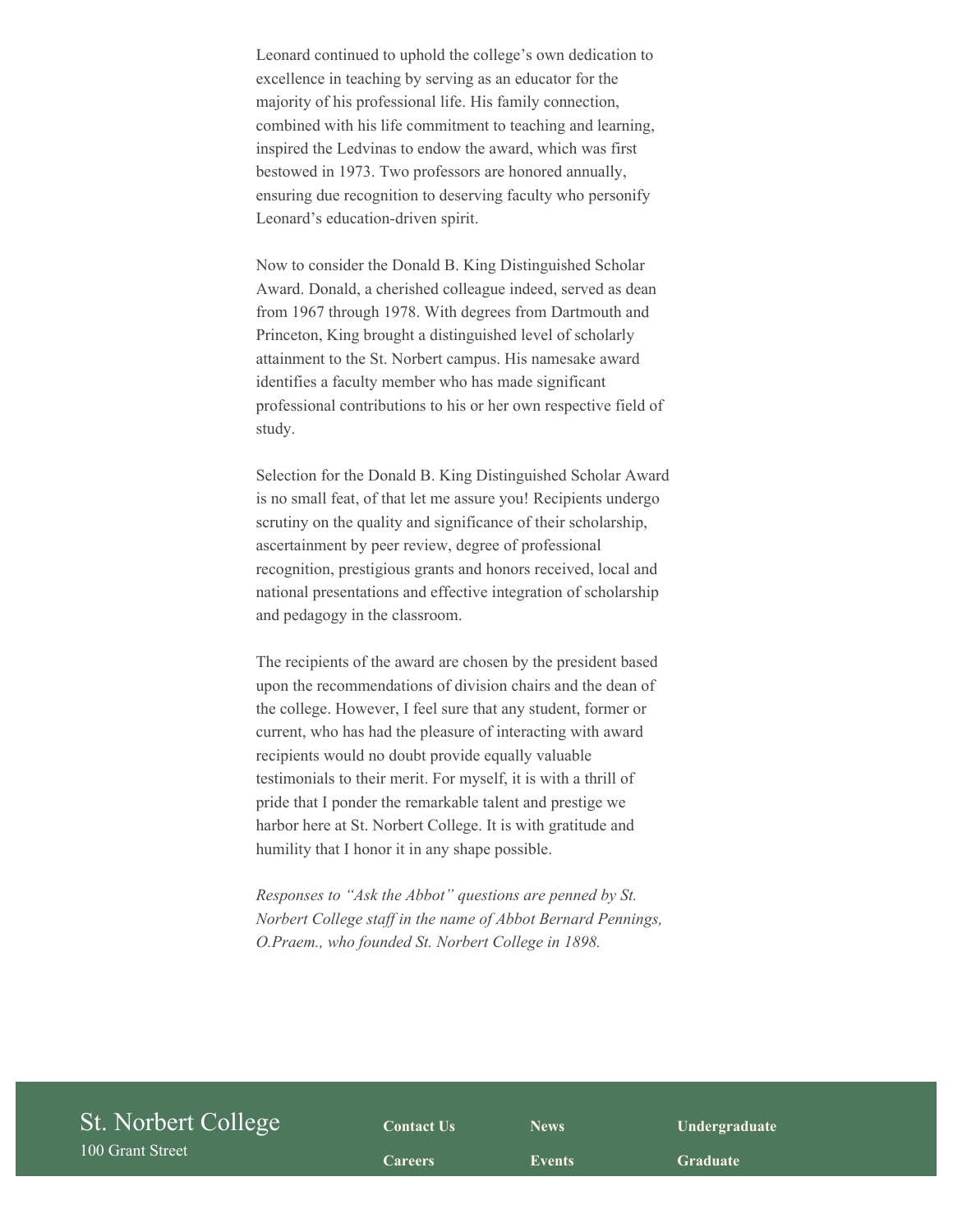Leonard continued to uphold the college's own dedication to excellence in teaching by serving as an educator for the majority of his professional life. His family connection, combined with his life commitment to teaching and learning, inspired the Ledvinas to endow the award, which was first bestowed in 1973. Two professors are honored annually, ensuring due recognition to deserving faculty who personify Leonard's education-driven spirit.

Now to consider the Donald B. King Distinguished Scholar Award. Donald, a cherished colleague indeed, served as dean from 1967 through 1978. With degrees from Dartmouth and Princeton, King brought a distinguished level of scholarly attainment to the St. Norbert campus. His namesake award identifies a faculty member who has made significant professional contributions to his or her own respective field of study.

Selection for the Donald B. King Distinguished Scholar Award is no small feat, of that let me assure you! Recipients undergo scrutiny on the quality and significance of their scholarship, ascertainment by peer review, degree of professional recognition, prestigious grants and honors received, local and national presentations and effective integration of scholarship and pedagogy in the classroom.

The recipients of the award are chosen by the president based upon the recommendations of division chairs and the dean of the college. However, I feel sure that any student, former or current, who has had the pleasure of interacting with award recipients would no doubt provide equally valuable testimonials to their merit. For myself, it is with a thrill of pride that I ponder the remarkable talent and prestige we harbor here at St. Norbert College. It is with gratitude and humility that I honor it in any shape possible.

*Responses to "Ask the Abbot" questions are penned by St. Norbert College staff in the name of Abbot Bernard Pennings, O.Praem., who founded St. Norbert College in 1898.*

St. Norbert College
100 Grant Street

**Contact Us** **News** **Undergraduate**
**Careers** **Events** **Graduate**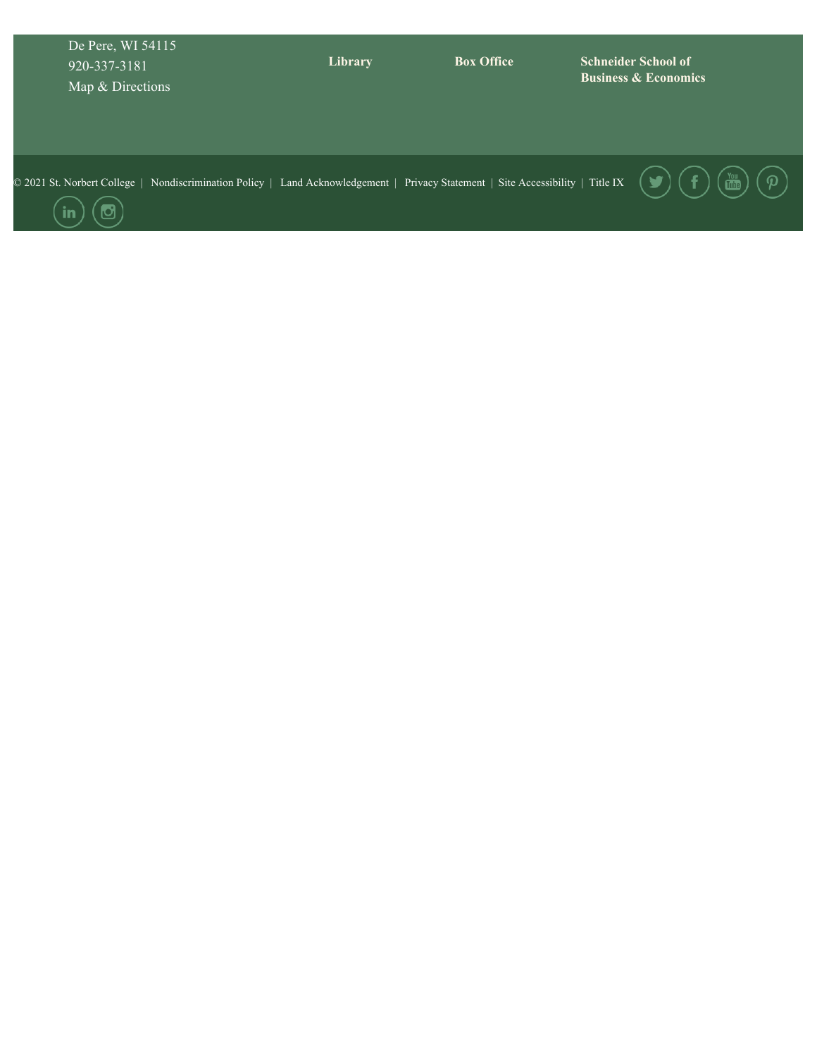De Pere, WI 54115
920-337-3181
Map & Directions

**Library**

**Box Office**

**Schneider School of Business & Economics**

© 2021 St. Norbert College | Nondiscrimination Policy | Land Acknowledgement | Privacy Statement | Site Accessibility | Title IX